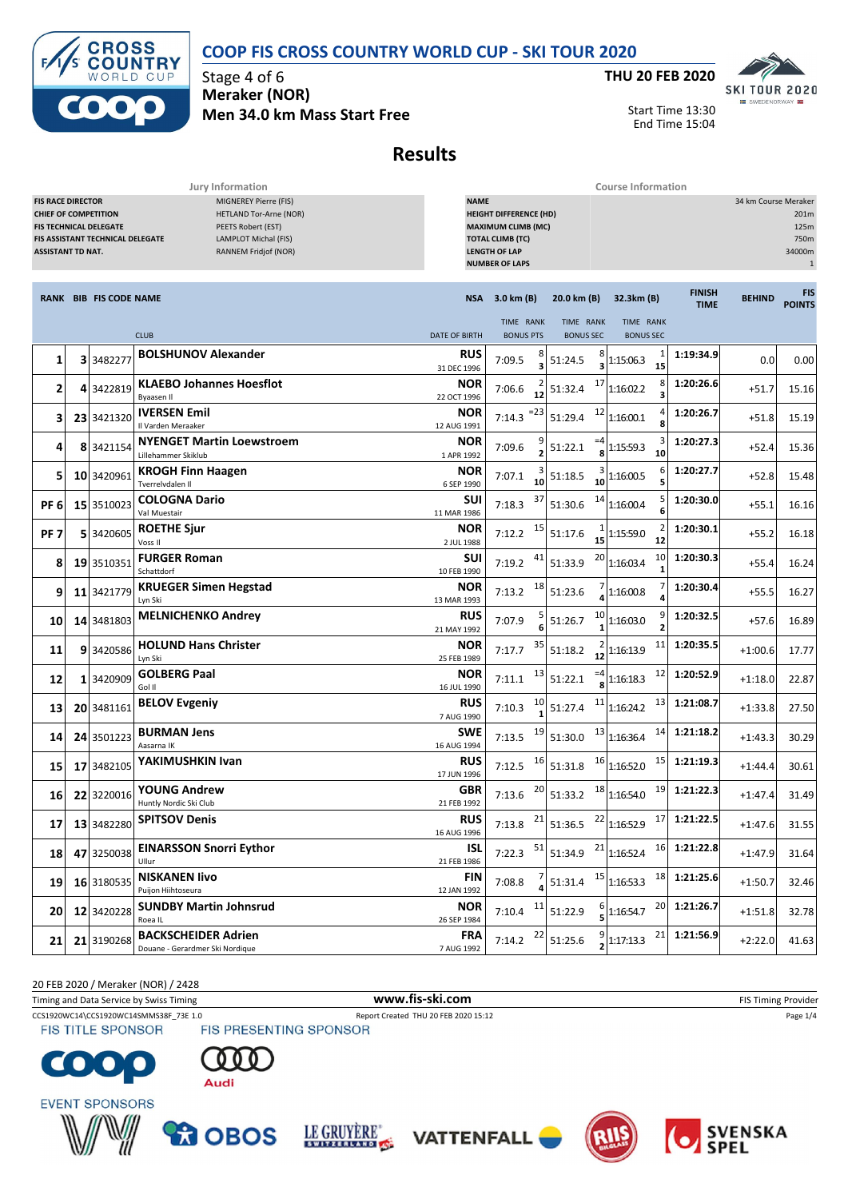# COOP FIS CROSS COUNTRY WORLD CUP - SKI TOUR 2020

Stage 4 of 6
**Meraker (NOR)**
**Men 34.0 km Mass Start Free**

**THU 20 FEB 2020**

Start Time 13:30
End Time 15:04

## Results

| Jury Information | |
|---|---|
| FIS RACE DIRECTOR | MIGNEREY Pierre (FIS) |
| CHIEF OF COMPETITION | HETLAND Tor-Arne (NOR) |
| FIS TECHNICAL DELEGATE | PEETS Robert (EST) |
| FIS ASSISTANT TECHNICAL DELEGATE | LAMPLOT Michal (FIS) |
| ASSISTANT TD NAT. | RANNEM Fridjof (NOR) |

| Course Information | |
|---|---|
| NAME | 34 km Course Meraker |
| HEIGHT DIFFERENCE (HD) | 201m |
| MAXIMUM CLIMB (MC) | 125m |
| TOTAL CLIMB (TC) | 750m |
| LENGTH OF LAP | 34000m |
| NUMBER OF LAPS | 1 |

| RANK | BIB | FIS CODE | NAME / CLUB | NSA / DATE OF BIRTH | 3.0 km (B) TIME | RANK / BONUS PTS | 20.0 km (B) TIME | RANK / BONUS SEC | 32.3km (B) TIME | RANK / BONUS SEC | FINISH TIME | BEHIND | FIS POINTS |
|---|---|---|---|---|---|---|---|---|---|---|---|---|---|
| 1 | 3 | 3482277 | **BOLSHUNOV Alexander** | RUS 31 DEC 1996 | 7:09.5 | 8 / 3 | 51:24.5 | 8 / 3 | 1:15:06.3 | 1 / 15 | 1:19:34.9 | 0.0 | 0.00 |
| 2 | 4 | 3422819 | **KLAEBO Johannes Hoesflot** Byaasen Il | NOR 22 OCT 1996 | 7:06.6 | 2 / 12 | 51:32.4 | 17 | 1:16:02.2 | 8 / 3 | 1:20:26.6 | +51.7 | 15.16 |
| 3 | 23 | 3421320 | **IVERSEN Emil** Il Varden Meraaker | NOR 12 AUG 1991 | 7:14.3 | =23 | 51:29.4 | 12 | 1:16:00.1 | 4 / 8 | 1:20:26.7 | +51.8 | 15.19 |
| 4 | 8 | 3421154 | **NYENGET Martin Loewstroem** Lillehammer Skiklub | NOR 1 APR 1992 | 7:09.6 | 9 / 2 | 51:22.1 | =4 / 8 | 1:15:59.3 | 3 / 10 | 1:20:27.3 | +52.4 | 15.36 |
| 5 | 10 | 3420961 | **KROGH Finn Haagen** Tverrelvdalen Il | NOR 6 SEP 1990 | 7:07.1 | 3 / 10 | 51:18.5 | 3 / 10 | 1:16:00.5 | 6 / 5 | 1:20:27.7 | +52.8 | 15.48 |
| PF 6 | 15 | 3510023 | **COLOGNA Dario** Val Muestair | SUI 11 MAR 1986 | 7:18.3 | 37 | 51:30.6 | 14 | 1:16:00.4 | 5 / 6 | 1:20:30.0 | +55.1 | 16.16 |
| PF 7 | 5 | 3420605 | **ROETHE Sjur** Voss Il | NOR 2 JUL 1988 | 7:12.2 | 15 | 51:17.6 | 1 / 15 | 1:15:59.0 | 2 / 12 | 1:20:30.1 | +55.2 | 16.18 |
| 8 | 19 | 3510351 | **FURGER Roman** Schattdorf | SUI 10 FEB 1990 | 7:19.2 | 41 | 51:33.9 | 20 | 1:16:03.4 | 10 / 1 | 1:20:30.3 | +55.4 | 16.24 |
| 9 | 11 | 3421779 | **KRUEGER Simen Hegstad** Lyn Ski | NOR 13 MAR 1993 | 7:13.2 | 18 | 51:23.6 | 7 / 4 | 1:16:00.8 | 7 / 4 | 1:20:30.4 | +55.5 | 16.27 |
| 10 | 14 | 3481803 | **MELNICHENKO Andrey** | RUS 21 MAY 1992 | 7:07.9 | 5 / 6 | 51:26.7 | 10 / 1 | 1:16:03.0 | 9 / 2 | 1:20:32.5 | +57.6 | 16.89 |
| 11 | 9 | 3420586 | **HOLUND Hans Christer** Lyn Ski | NOR 25 FEB 1989 | 7:17.7 | 35 | 51:18.2 | 2 / 12 | 1:16:13.9 | 11 | 1:20:35.5 | +1:00.6 | 17.77 |
| 12 | 1 | 3420909 | **GOLBERG Paal** Gol Il | NOR 16 JUL 1990 | 7:11.1 | 13 | 51:22.1 | =4 / 8 | 1:16:18.3 | 12 | 1:20:52.9 | +1:18.0 | 22.87 |
| 13 | 20 | 3481161 | **BELOV Evgeniy** | RUS 7 AUG 1990 | 7:10.3 | 10 / 1 | 51:27.4 | 11 | 1:16:24.2 | 13 | 1:21:08.7 | +1:33.8 | 27.50 |
| 14 | 24 | 3501223 | **BURMAN Jens** Aasarna IK | SWE 16 AUG 1994 | 7:13.5 | 19 | 51:30.0 | 13 | 1:16:36.4 | 14 | 1:21:18.2 | +1:43.3 | 30.29 |
| 15 | 17 | 3482105 | **YAKIMUSHKIN Ivan** | RUS 17 JUN 1996 | 7:12.5 | 16 | 51:31.8 | 16 | 1:16:52.0 | 15 | 1:21:19.3 | +1:44.4 | 30.61 |
| 16 | 22 | 3220016 | **YOUNG Andrew** Huntly Nordic Ski Club | GBR 21 FEB 1992 | 7:13.6 | 20 | 51:33.2 | 18 | 1:16:54.0 | 19 | 1:21:22.3 | +1:47.4 | 31.49 |
| 17 | 13 | 3482280 | **SPITSOV Denis** | RUS 16 AUG 1996 | 7:13.8 | 21 | 51:36.5 | 22 | 1:16:52.9 | 17 | 1:21:22.5 | +1:47.6 | 31.55 |
| 18 | 47 | 3250038 | **EINARSSON Snorri Eythor** Ullur | ISL 21 FEB 1986 | 7:22.3 | 51 | 51:34.9 | 21 | 1:16:52.4 | 16 | 1:21:22.8 | +1:47.9 | 31.64 |
| 19 | 16 | 3180535 | **NISKANEN Iivo** Puijon Hiihtoseura | FIN 12 JAN 1992 | 7:08.8 | 7 / 4 | 51:31.4 | 15 | 1:16:53.3 | 18 | 1:21:25.6 | +1:50.7 | 32.46 |
| 20 | 12 | 3420228 | **SUNDBY Martin Johnsrud** Roea IL | NOR 26 SEP 1984 | 7:10.4 | 11 | 51:22.9 | 6 / 5 | 1:16:54.7 | 20 | 1:21:26.7 | +1:51.8 | 32.78 |
| 21 | 21 | 3190268 | **BACKSCHEIDER Adrien** Douane - Geradmer Ski Nordique | FRA 7 AUG 1992 | 7:14.2 | 22 | 51:25.6 | 9 / 2 | 1:17:13.3 | 21 | 1:21:56.9 | +2:22.0 | 41.63 |

20 FEB 2020 / Meraker (NOR) / 2428

Timing and Data Service by Swiss Timing — www.fis-ski.com — FIS Timing Provider

CCS1920WC14\CCS1920WC14SMMS38F_73E 1.0 — Report Created THU 20 FEB 2020 15:12

FIS TITLE SPONSOR — FIS PRESENTING SPONSOR — EVENT SPONSORS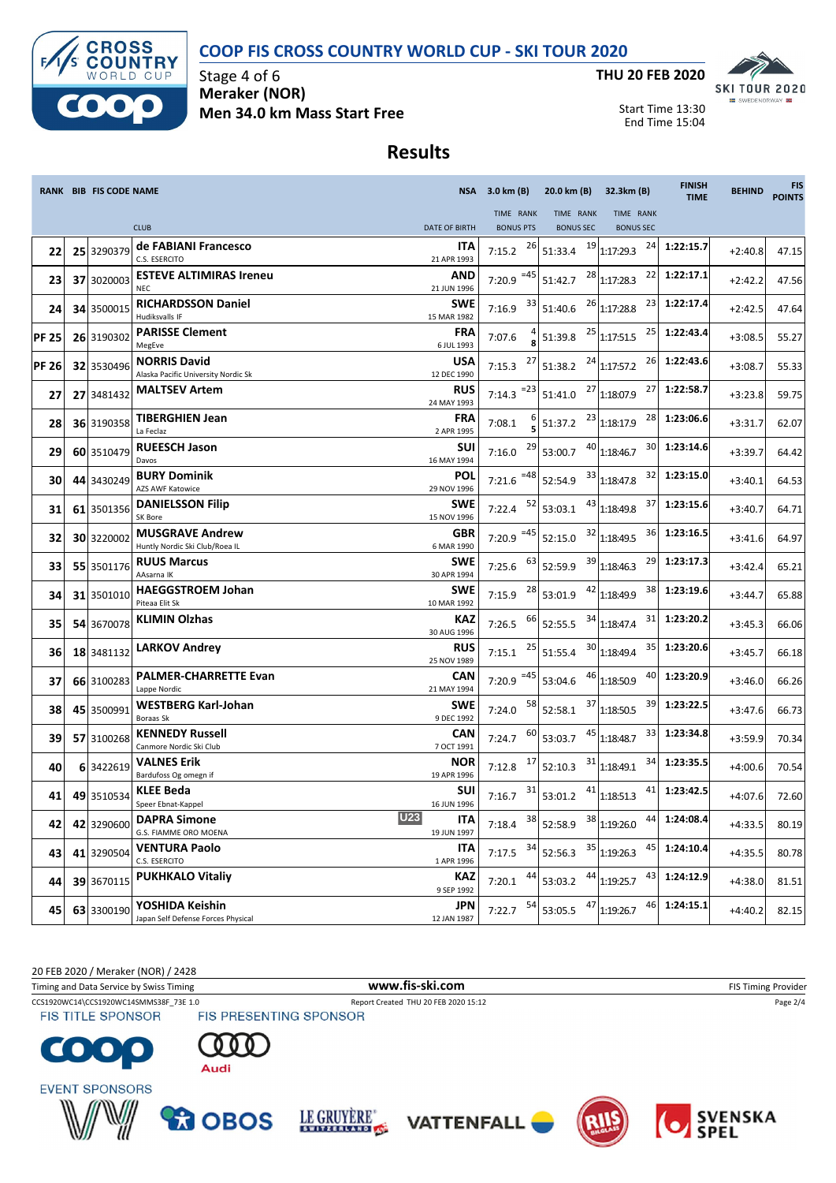# COOP FIS CROSS COUNTRY WORLD CUP - SKI TOUR 2020

Stage 4 of 6
**Meraker (NOR)**
**Men 34.0 km Mass Start Free**

**THU 20 FEB 2020**

Start Time 13:30
End Time 15:04

## Results

| RANK | BIB | FIS CODE | NAME / CLUB | NSA / DATE OF BIRTH | 3.0 km (B) TIME | RANK / BONUS PTS | 20.0 km (B) TIME | RANK / BONUS SEC | 32.3km (B) TIME | RANK / BONUS SEC | FINISH TIME | BEHIND | FIS POINTS |
|---|---|---|---|---|---|---|---|---|---|---|---|---|---|
| 22 | 25 | 3290379 | **de FABIANI Francesco** C.S. ESERCITO | ITA 21 APR 1993 | 7:15.2 | 26 | 51:33.4 | 19 | 1:17:29.3 | 24 | 1:22:15.7 | +2:40.8 | 47.15 |
| 23 | 37 | 3020003 | **ESTEVE ALTIMIRAS Ireneu** NEC | AND 21 JUN 1996 | 7:20.9 | =45 | 51:42.7 | 28 | 1:17:28.3 | 22 | 1:22:17.1 | +2:42.2 | 47.56 |
| 24 | 34 | 3500015 | **RICHARDSSON Daniel** Hudiksvalls IF | SWE 15 MAR 1982 | 7:16.9 | 33 | 51:40.6 | 26 | 1:17:28.8 | 23 | 1:22:17.4 | +2:42.5 | 47.64 |
| PF 25 | 26 | 3190302 | **PARISSE Clement** MegEve | FRA 6 JUL 1993 | 7:07.6 | 4 / 8 | 51:39.8 | 25 | 1:17:51.5 | 25 | 1:22:43.4 | +3:08.5 | 55.27 |
| PF 26 | 32 | 3530496 | **NORRIS David** Alaska Pacific University Nordic Sk | USA 12 DEC 1990 | 7:15.3 | 27 | 51:38.2 | 24 | 1:17:57.2 | 26 | 1:22:43.6 | +3:08.7 | 55.33 |
| 27 | 27 | 3481432 | **MALTSEV Artem** | RUS 24 MAY 1993 | 7:14.3 | =23 | 51:41.0 | 27 | 1:18:07.9 | 27 | 1:22:58.7 | +3:23.8 | 59.75 |
| 28 | 36 | 3190358 | **TIBERGHIEN Jean** La Feclaz | FRA 2 APR 1995 | 7:08.1 | 6 / 5 | 51:37.2 | 23 | 1:18:17.9 | 28 | 1:23:06.6 | +3:31.7 | 62.07 |
| 29 | 60 | 3510479 | **RUEESCH Jason** Davos | SUI 16 MAY 1994 | 7:16.0 | 29 | 53:00.7 | 40 | 1:18:46.7 | 30 | 1:23:14.6 | +3:39.7 | 64.42 |
| 30 | 44 | 3430249 | **BURY Dominik** AZS AWF Katowice | POL 29 NOV 1996 | 7:21.6 | =48 | 52:54.9 | 33 | 1:18:47.8 | 32 | 1:23:15.0 | +3:40.1 | 64.53 |
| 31 | 61 | 3501356 | **DANIELSSON Filip** SK Bore | SWE 15 NOV 1996 | 7:22.4 | 52 | 53:03.1 | 43 | 1:18:49.8 | 37 | 1:23:15.6 | +3:40.7 | 64.71 |
| 32 | 30 | 3220002 | **MUSGRAVE Andrew** Huntly Nordic Ski Club/Roea IL | GBR 6 MAR 1990 | 7:20.9 | =45 | 52:15.0 | 32 | 1:18:49.5 | 36 | 1:23:16.5 | +3:41.6 | 64.97 |
| 33 | 55 | 3501176 | **RUUS Marcus** AAsarna IK | SWE 30 APR 1994 | 7:25.6 | 63 | 52:59.9 | 39 | 1:18:46.3 | 29 | 1:23:17.3 | +3:42.4 | 65.21 |
| 34 | 31 | 3501010 | **HAEGGSTROEM Johan** Piteaa Elit Sk | SWE 10 MAR 1992 | 7:15.9 | 28 | 53:01.9 | 42 | 1:18:49.9 | 38 | 1:23:19.6 | +3:44.7 | 65.88 |
| 35 | 54 | 3670078 | **KLIMIN Olzhas** | KAZ 30 AUG 1996 | 7:26.5 | 66 | 52:55.5 | 34 | 1:18:47.4 | 31 | 1:23:20.2 | +3:45.3 | 66.06 |
| 36 | 18 | 3481132 | **LARKOV Andrey** | RUS 25 NOV 1989 | 7:15.1 | 25 | 51:55.4 | 30 | 1:18:49.4 | 35 | 1:23:20.6 | +3:45.7 | 66.18 |
| 37 | 66 | 3100283 | **PALMER-CHARRETTE Evan** Lappe Nordic | CAN 21 MAY 1994 | 7:20.9 | =45 | 53:04.6 | 46 | 1:18:50.9 | 40 | 1:23:20.9 | +3:46.0 | 66.26 |
| 38 | 45 | 3500991 | **WESTBERG Karl-Johan** Boraas Sk | SWE 9 DEC 1992 | 7:24.0 | 58 | 52:58.1 | 37 | 1:18:50.5 | 39 | 1:23:22.5 | +3:47.6 | 66.73 |
| 39 | 57 | 3100268 | **KENNEDY Russell** Canmore Nordic Ski Club | CAN 7 OCT 1991 | 7:24.7 | 60 | 53:03.7 | 45 | 1:18:48.7 | 33 | 1:23:34.8 | +3:59.9 | 70.34 |
| 40 | 6 | 3422619 | **VALNES Erik** Bardufoss Og omegn if | NOR 19 APR 1996 | 7:12.8 | 17 | 52:10.3 | 31 | 1:18:49.1 | 34 | 1:23:35.5 | +4:00.6 | 70.54 |
| 41 | 49 | 3510534 | **KLEE Beda** Speer Ebnat-Kappel | SUI 16 JUN 1996 | 7:16.7 | 31 | 53:01.2 | 41 | 1:18:51.3 | 41 | 1:23:42.5 | +4:07.6 | 72.60 |
| 42 | 42 | 3290600 | **DAPRA Simone** G.S. FIAMME ORO MOENA | U23 ITA 19 JUN 1997 | 7:18.4 | 38 | 52:58.9 | 38 | 1:19:26.0 | 44 | 1:24:08.4 | +4:33.5 | 80.19 |
| 43 | 41 | 3290504 | **VENTURA Paolo** C.S. ESERCITO | ITA 1 APR 1996 | 7:17.5 | 34 | 52:56.3 | 35 | 1:19:26.3 | 45 | 1:24:10.4 | +4:35.5 | 80.78 |
| 44 | 39 | 3670115 | **PUKHKALO Vitaliy** | KAZ 9 SEP 1992 | 7:20.1 | 44 | 53:03.2 | 44 | 1:19:25.7 | 43 | 1:24:12.9 | +4:38.0 | 81.51 |
| 45 | 63 | 3300190 | **YOSHIDA Keishin** Japan Self Defense Forces Physical | JPN 12 JAN 1987 | 7:22.7 | 54 | 53:05.5 | 47 | 1:19:26.7 | 46 | 1:24:15.1 | +4:40.2 | 82.15 |

20 FEB 2020 / Meraker (NOR) / 2428

Timing and Data Service by Swiss Timing — www.fis-ski.com — FIS Timing Provider

CCS1920WC14\CCS1920WC14SMMS38F_73E 1.0 — Report Created THU 20 FEB 2020 15:12

FIS TITLE SPONSOR — FIS PRESENTING SPONSOR

EVENT SPONSORS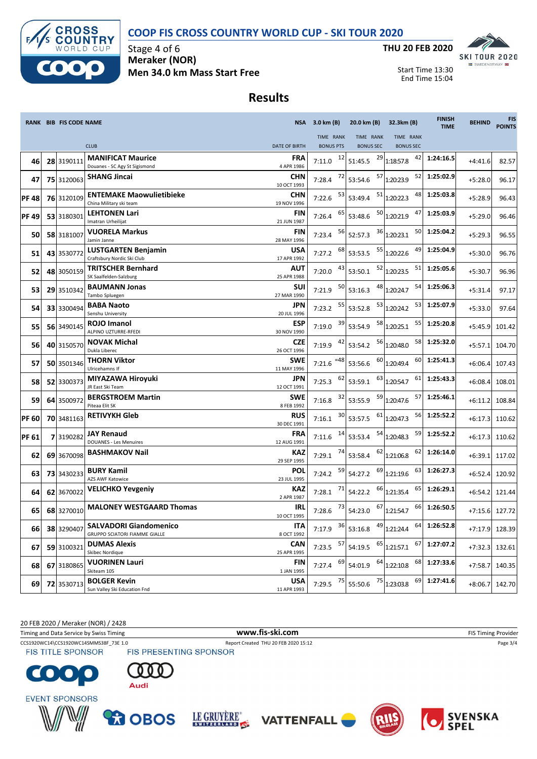# COOP FIS CROSS COUNTRY WORLD CUP - SKI TOUR 2020

Stage 4 of 6
**Meraker (NOR)**
**Men 34.0 km Mass Start Free**

**THU 20 FEB 2020**

Start Time 13:30
End Time 15:04

## Results

| RANK | BIB | FIS CODE | NAME / CLUB | NSA / DATE OF BIRTH | 3.0 km (B) TIME | RANK / BONUS PTS | 20.0 km (B) TIME | RANK / BONUS SEC | 32.3km (B) TIME | RANK / BONUS SEC | FINISH TIME | BEHIND | FIS POINTS |
|---|---|---|---|---|---|---|---|---|---|---|---|---|---|
| 46 | 28 | 3190111 | **MANIFICAT Maurice** Douanes - SC Agy St Sigismond | **FRA** 4 APR 1986 | 7:11.0 | 12 | 51:45.5 | 29 | 1:18:57.8 | 42 | **1:24:16.5** | +4:41.6 | 82.57 |
| 47 | 75 | 3120063 | **SHANG Jincai** | **CHN** 10 OCT 1993 | 7:28.4 | 72 | 53:54.6 | 57 | 1:20:23.9 | 52 | **1:25:02.9** | +5:28.0 | 96.17 |
| PF 48 | 76 | 3120109 | **ENTEMAKE Maowulietibieke** China Military ski team | **CHN** 19 NOV 1996 | 7:22.6 | 53 | 53:49.4 | 51 | 1:20:22.3 | 48 | **1:25:03.8** | +5:28.9 | 96.43 |
| PF 49 | 53 | 3180301 | **LEHTONEN Lari** Imatran Urheilijat | **FIN** 21 JUN 1987 | 7:26.4 | 65 | 53:48.6 | 50 | 1:20:21.9 | 47 | **1:25:03.9** | +5:29.0 | 96.46 |
| 50 | 58 | 3181007 | **VUORELA Markus** Jamin Janne | **FIN** 28 MAY 1996 | 7:23.4 | 56 | 52:57.3 | 36 | 1:20:23.1 | 50 | **1:25:04.2** | +5:29.3 | 96.55 |
| 51 | 43 | 3530772 | **LUSTGARTEN Benjamin** Craftsbury Nordic Ski Club | **USA** 17 APR 1992 | 7:27.2 | 68 | 53:53.5 | 55 | 1:20:22.6 | 49 | **1:25:04.9** | +5:30.0 | 96.76 |
| 52 | 48 | 3050159 | **TRITSCHER Bernhard** SK Saalfelden-Salzburg | **AUT** 25 APR 1988 | 7:20.0 | 43 | 53:50.1 | 52 | 1:20:23.5 | 51 | **1:25:05.6** | +5:30.7 | 96.96 |
| 53 | 29 | 3510342 | **BAUMANN Jonas** Tambo Spluegen | **SUI** 27 MAR 1990 | 7:21.9 | 50 | 53:16.3 | 48 | 1:20:24.7 | 54 | **1:25:06.3** | +5:31.4 | 97.17 |
| 54 | 33 | 3300494 | **BABA Naoto** Senshu University | **JPN** 20 JUL 1996 | 7:23.2 | 55 | 53:52.8 | 53 | 1:20:24.2 | 53 | **1:25:07.9** | +5:33.0 | 97.64 |
| 55 | 56 | 3490145 | **ROJO Imanol** ALPINO UZTURRE-RFEDI | **ESP** 30 NOV 1990 | 7:19.0 | 39 | 53:54.9 | 58 | 1:20:25.1 | 55 | **1:25:20.8** | +5:45.9 | 101.42 |
| 56 | 40 | 3150570 | **NOVAK Michal** Dukla Liberec | **CZE** 26 OCT 1996 | 7:19.9 | 42 | 53:54.2 | 56 | 1:20:48.0 | 58 | **1:25:32.0** | +5:57.1 | 104.70 |
| 57 | 50 | 3501346 | **THORN Viktor** Ulricehamns If | **SWE** 11 MAY 1996 | 7:21.6 | =48 | 53:56.6 | 60 | 1:20:49.4 | 60 | **1:25:41.3** | +6:06.4 | 107.43 |
| 58 | 52 | 3300373 | **MIYAZAWA Hiroyuki** JR East Ski Team | **JPN** 12 OCT 1991 | 7:25.3 | 62 | 53:59.1 | 63 | 1:20:54.7 | 61 | **1:25:43.3** | +6:08.4 | 108.01 |
| 59 | 64 | 3500972 | **BERGSTROEM Martin** Piteaa Elit SK | **SWE** 8 FEB 1992 | 7:16.8 | 32 | 53:55.9 | 59 | 1:20:47.6 | 57 | **1:25:46.1** | +6:11.2 | 108.84 |
| PF 60 | 70 | 3481163 | **RETIVYKH Gleb** | **RUS** 30 DEC 1991 | 7:16.1 | 30 | 53:57.5 | 61 | 1:20:47.3 | 56 | **1:25:52.2** | +6:17.3 | 110.62 |
| PF 61 | 7 | 3190282 | **JAY Renaud** DOUANES - Les Menuires | **FRA** 12 AUG 1991 | 7:11.6 | 14 | 53:53.4 | 54 | 1:20:48.3 | 59 | **1:25:52.2** | +6:17.3 | 110.62 |
| 62 | 69 | 3670098 | **BASHMAKOV Nail** | **KAZ** 29 SEP 1995 | 7:29.1 | 74 | 53:58.4 | 62 | 1:21:06.8 | 62 | **1:26:14.0** | +6:39.1 | 117.02 |
| 63 | 73 | 3430233 | **BURY Kamil** AZS AWF Katowice | **POL** 23 JUL 1995 | 7:24.2 | 59 | 54:27.2 | 69 | 1:21:19.6 | 63 | **1:26:27.3** | +6:52.4 | 120.92 |
| 64 | 62 | 3670022 | **VELICHKO Yevgeniy** | **KAZ** 2 APR 1987 | 7:28.1 | 71 | 54:22.2 | 66 | 1:21:35.4 | 65 | **1:26:29.1** | +6:54.2 | 121.44 |
| 65 | 68 | 3270010 | **MALONEY WESTGAARD Thomas** | **IRL** 10 OCT 1995 | 7:28.6 | 73 | 54:23.0 | 67 | 1:21:54.7 | 66 | **1:26:50.5** | +7:15.6 | 127.72 |
| 66 | 38 | 3290407 | **SALVADORI Giandomenico** GRUPPO SCIATORI FIAMME GIALLE | **ITA** 8 OCT 1992 | 7:17.9 | 36 | 53:16.8 | 49 | 1:21:24.4 | 64 | **1:26:52.8** | +7:17.9 | 128.39 |
| 67 | 59 | 3100321 | **DUMAS Alexis** Skibec Nordique | **CAN** 25 APR 1995 | 7:23.5 | 57 | 54:19.5 | 65 | 1:21:57.1 | 67 | **1:27:07.2** | +7:32.3 | 132.61 |
| 68 | 67 | 3180865 | **VUORINEN Lauri** Skiteam 105 | **FIN** 1 JAN 1995 | 7:27.4 | 69 | 54:01.9 | 64 | 1:22:10.8 | 68 | **1:27:33.6** | +7:58.7 | 140.35 |
| 69 | 72 | 3530713 | **BOLGER Kevin** Sun Valley Ski Education Fnd | **USA** 11 APR 1993 | 7:29.5 | 75 | 55:50.6 | 75 | 1:23:03.8 | 69 | **1:27:41.6** | +8:06.7 | 142.70 |

20 FEB 2020 / Meraker (NOR) / 2428

Timing and Data Service by Swiss Timing — www.fis-ski.com — FIS Timing Provider

CCS1920WC14\CCS1920WC14SMMS38F_73E 1.0 — Report Created THU 20 FEB 2020 15:12

FIS TITLE SPONSOR — FIS PRESENTING SPONSOR — EVENT SPONSORS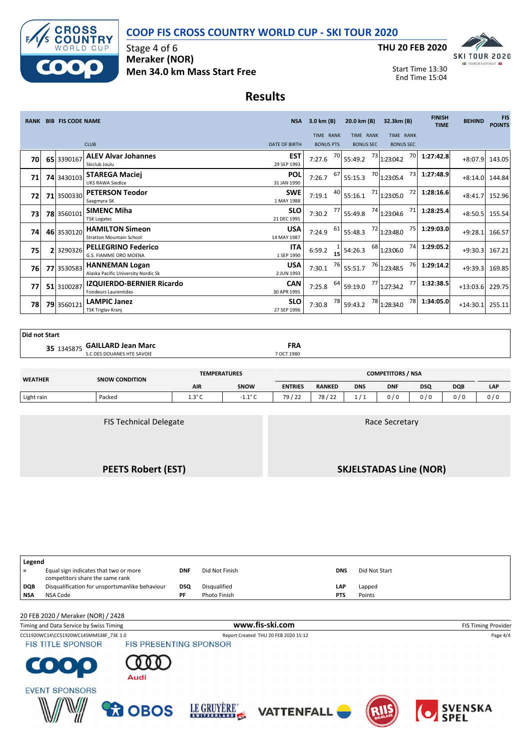# COOP FIS CROSS COUNTRY WORLD CUP - SKI TOUR 2020

Stage 4 of 6
**Meraker (NOR)**
**Men 34.0 km Mass Start Free**

**THU 20 FEB 2020**

Start Time 13:30
End Time 15:04

## Results

| RANK | BIB | FIS CODE | NAME / CLUB | NSA / DATE OF BIRTH | 3.0 km (B) TIME | RANK / BONUS PTS | 20.0 km (B) TIME | RANK / BONUS SEC | 32.3km (B) TIME | RANK / BONUS SEC | FINISH TIME | BEHIND | FIS POINTS |
|---|---|---|---|---|---|---|---|---|---|---|---|---|---|
| 70 | 65 | 3390167 | **ALEV Alvar Johannes** Skiclub Joulu | **EST** 29 SEP 1993 | 7:27.6 | 70 | 55:49.2 | 73 | 1:23:04.2 | 70 | 1:27:42.8 | +8:07.9 | 143.05 |
| 71 | 74 | 3430103 | **STAREGA Maciej** UKS RAWA Siedlce | **POL** 31 JAN 1990 | 7:26.7 | 67 | 55:15.3 | 70 | 1:23:05.4 | 73 | 1:27:48.9 | +8:14.0 | 144.84 |
| 72 | 71 | 3500330 | **PETERSON Teodor** Saagmyra SK | **SWE** 1 MAY 1988 | 7:19.1 | 40 | 55:16.1 | 71 | 1:23:05.0 | 72 | 1:28:16.6 | +8:41.7 | 152.96 |
| 73 | 78 | 3560101 | **SIMENC Miha** TSK Logatec | **SLO** 21 DEC 1995 | 7:30.2 | 77 | 55:49.8 | 74 | 1:23:04.6 | 71 | 1:28:25.4 | +8:50.5 | 155.54 |
| 74 | 46 | 3530120 | **HAMILTON Simeon** Stratton Mountain School | **USA** 14 MAY 1987 | 7:24.9 | 61 | 55:48.3 | 72 | 1:23:48.0 | 75 | 1:29:03.0 | +9:28.1 | 166.57 |
| 75 | 2 | 3290326 | **PELLEGRINO Federico** G.S. FIAMME ORO MOENA | **ITA** 1 SEP 1990 | 6:59.2 | 1 / 15 | 54:26.3 | 68 | 1:23:06.0 | 74 | 1:29:05.2 | +9:30.3 | 167.21 |
| 76 | 77 | 3530583 | **HANNEMAN Logan** Alaska Pacific University Nordic Sk | **USA** 2 JUN 1993 | 7:30.1 | 76 | 55:51.7 | 76 | 1:23:48.5 | 76 | 1:29:14.2 | +9:39.3 | 169.85 |
| 77 | 51 | 3100287 | **IZQUIERDO-BERNIER Ricardo** Fondeurs Laurentides | **CAN** 30 APR 1995 | 7:25.8 | 64 | 59:19.0 | 77 | 1:27:34.2 | 77 | 1:32:38.5 | +13:03.6 | 229.75 |
| 78 | 79 | 3560121 | **LAMPIC Janez** TSK Triglav Kranj | **SLO** 27 SEP 1996 | 7:30.8 | 78 | 59:43.2 | 78 | 1:28:34.0 | 78 | 1:34:05.0 | +14:30.1 | 255.11 |

**Did not Start**

| BIB | FIS CODE | NAME / CLUB | NSA / DATE OF BIRTH |
|---|---|---|---|
| 35 | 1345875 | **GAILLARD Jean Marc** S.C DES DOUANES HTE SAVOIE | **FRA** 7 OCT 1980 |

| WEATHER | SNOW CONDITION | TEMPERATURES | | COMPETITORS / NSA | | | | | | |
|---|---|---|---|---|---|---|---|---|---|---|
| | | AIR | SNOW | ENTRIES | RANKED | DNS | DNF | DSQ | DQB | LAP |
| Light rain | Packed | 1.3° C | -1.1° C | 79 / 22 | 78 / 22 | 1 / 1 | 0 / 0 | 0 / 0 | 0 / 0 | 0 / 0 |

| FIS Technical Delegate | Race Secretary |
|---|---|
| **PEETS Robert (EST)** | **SKJELSTADAS Line (NOR)** |

**Legend**

| | | | | | |
|---|---|---|---|---|---|
| = | Equal sign indicates that two or more competitors share the same rank | DNF | Did Not Finish | DNS | Did Not Start |
| DQB | Disqualification for unsportsmanlike behaviour | DSQ | Disqualified | LAP | Lapped |
| NSA | NSA Code | PF | Photo Finish | PTS | Points |

20 FEB 2020 / Meraker (NOR) / 2428

Timing and Data Service by Swiss Timing — www.fis-ski.com — FIS Timing Provider

CCS1920WC14\CCS1920WC14SMMS38F_73E 1.0 — Report Created THU 20 FEB 2020 15:12

FIS TITLE SPONSOR — FIS PRESENTING SPONSOR

EVENT SPONSORS